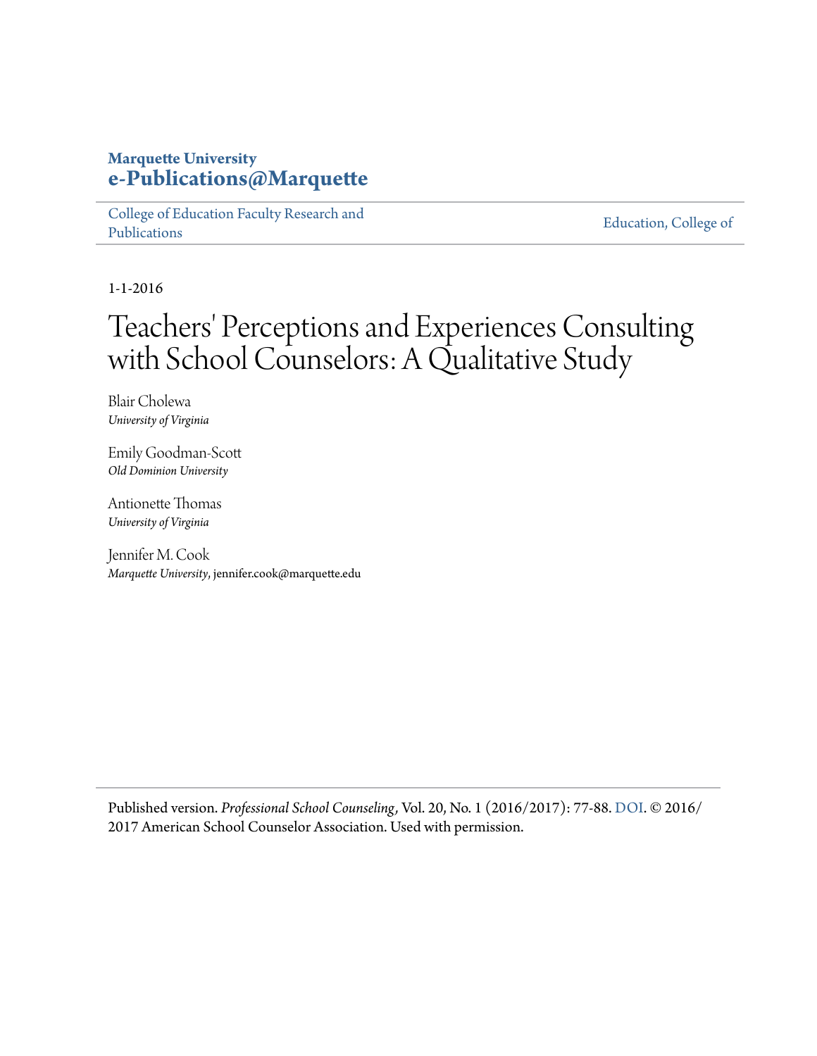**Marquette University**
**e-Publications@Marquette**

College of Education Faculty Research and Publications | Education, College of

1-1-2016

# Teachers' Perceptions and Experiences Consulting with School Counselors: A Qualitative Study

Blair Cholewa
*University of Virginia*

Emily Goodman-Scott
*Old Dominion University*

Antionette Thomas
*University of Virginia*

Jennifer M. Cook
*Marquette University*, jennifer.cook@marquette.edu

Published version. *Professional School Counseling*, Vol. 20, No. 1 (2016/2017): 77-88. DOI. © 2016/2017 American School Counselor Association. Used with permission.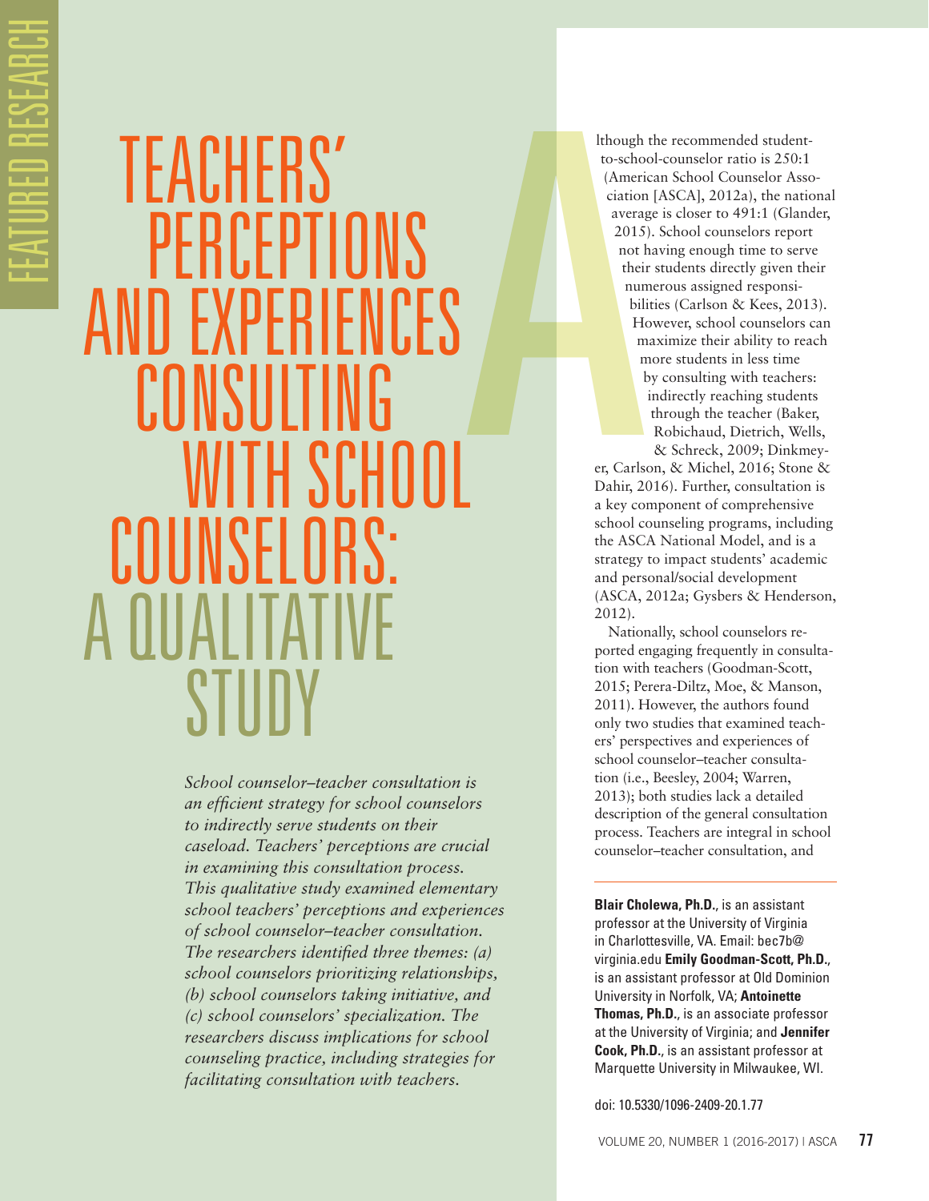# Teachers' Perceptions and Experiences Consulting with School Counselors: A Qualitative Study

*School counselor–teacher consultation is an efficient strategy for school counselors to indirectly serve students on their caseload. Teachers' perceptions are crucial in examining this consultation process. This qualitative study examined elementary school teachers' perceptions and experiences of school counselor–teacher consultation. The researchers identified three themes: (a) school counselors prioritizing relationships, (b) school counselors taking initiative, and (c) school counselors' specialization. The researchers discuss implications for school counseling practice, including strategies for facilitating consultation with teachers.*

Although the recommended student-to-school-counselor ratio is 250:1 (American School Counselor Association [ASCA], 2012a), the national average is closer to 491:1 (Glander, 2015). School counselors report not having enough time to serve their students directly given their numerous assigned responsibilities (Carlson & Kees, 2013). However, school counselors can maximize their ability to reach more students in less time by consulting with teachers: indirectly reaching students through the teacher (Baker, Robichaud, Dietrich, Wells, & Schreck, 2009; Dinkmeyer, Carlson, & Michel, 2016; Stone & Dahir, 2016). Further, consultation is a key component of comprehensive school counseling programs, including the ASCA National Model, and is a strategy to impact students' academic and personal/social development (ASCA, 2012a; Gysbers & Henderson, 2012).

Nationally, school counselors reported engaging frequently in consultation with teachers (Goodman-Scott, 2015; Perera-Diltz, Moe, & Manson, 2011). However, the authors found only two studies that examined teachers' perspectives and experiences of school counselor–teacher consultation (i.e., Beesley, 2004; Warren, 2013); both studies lack a detailed description of the general consultation process. Teachers are integral in school counselor–teacher consultation, and

---

**Blair Cholewa, Ph.D.**, is an assistant professor at the University of Virginia in Charlottesville, VA. Email: bec7b@virginia.edu **Emily Goodman-Scott, Ph.D.**, is an assistant professor at Old Dominion University in Norfolk, VA; **Antoinette Thomas, Ph.D.**, is an associate professor at the University of Virginia; and **Jennifer Cook, Ph.D.**, is an assistant professor at Marquette University in Milwaukee, WI.

doi: 10.5330/1096-2409-20.1.77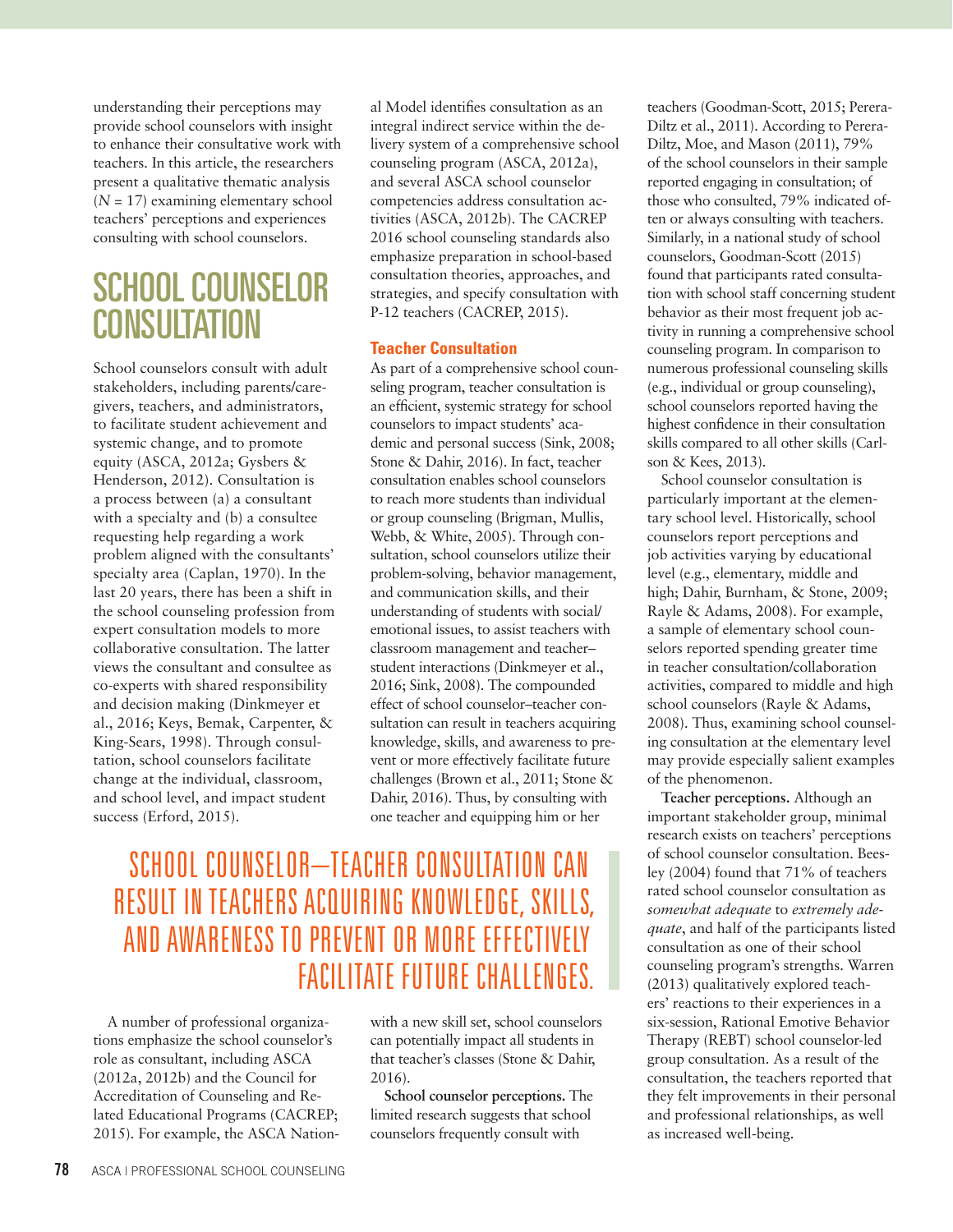understanding their perceptions may provide school counselors with insight to enhance their consultative work with teachers. In this article, the researchers present a qualitative thematic analysis (*N* = 17) examining elementary school teachers' perceptions and experiences consulting with school counselors.

# SCHOOL COUNSELOR CONSULTATION

School counselors consult with adult stakeholders, including parents/caregivers, teachers, and administrators, to facilitate student achievement and systemic change, and to promote equity (ASCA, 2012a; Gysbers & Henderson, 2012). Consultation is a process between (a) a consultant with a specialty and (b) a consultee requesting help regarding a work problem aligned with the consultants' specialty area (Caplan, 1970). In the last 20 years, there has been a shift in the school counseling profession from expert consultation models to more collaborative consultation. The latter views the consultant and consultee as co-experts with shared responsibility and decision making (Dinkmeyer et al., 2016; Keys, Bemak, Carpenter, & King-Sears, 1998). Through consultation, school counselors facilitate change at the individual, classroom, and school level, and impact student success (Erford, 2015).

A number of professional organizations emphasize the school counselor's role as consultant, including ASCA (2012a, 2012b) and the Council for Accreditation of Counseling and Related Educational Programs (CACREP; 2015). For example, the ASCA National Model identifies consultation as an integral indirect service within the delivery system of a comprehensive school counseling program (ASCA, 2012a), and several ASCA school counselor competencies address consultation activities (ASCA, 2012b). The CACREP 2016 school counseling standards also emphasize preparation in school-based consultation theories, approaches, and strategies, and specify consultation with P-12 teachers (CACREP, 2015).

## Teacher Consultation

As part of a comprehensive school counseling program, teacher consultation is an efficient, systemic strategy for school counselors to impact students' academic and personal success (Sink, 2008; Stone & Dahir, 2016). In fact, teacher consultation enables school counselors to reach more students than individual or group counseling (Brigman, Mullis, Webb, & White, 2005). Through consultation, school counselors utilize their problem-solving, behavior management, and communication skills, and their understanding of students with social/emotional issues, to assist teachers with classroom management and teacher–student interactions (Dinkmeyer et al., 2016; Sink, 2008). The compounded effect of school counselor–teacher consultation can result in teachers acquiring knowledge, skills, and awareness to prevent or more effectively facilitate future challenges (Brown et al., 2011; Stone & Dahir, 2016). Thus, by consulting with one teacher and equipping him or her with a new skill set, school counselors can potentially impact all students in that teacher's classes (Stone & Dahir, 2016).

> SCHOOL COUNSELOR–TEACHER CONSULTATION CAN RESULT IN TEACHERS ACQUIRING KNOWLEDGE, SKILLS, AND AWARENESS TO PREVENT OR MORE EFFECTIVELY FACILITATE FUTURE CHALLENGES.

**School counselor perceptions.** The limited research suggests that school counselors frequently consult with teachers (Goodman-Scott, 2015; Perera-Diltz et al., 2011). According to Perera-Diltz, Moe, and Mason (2011), 79% of the school counselors in their sample reported engaging in consultation; of those who consulted, 79% indicated often or always consulting with teachers. Similarly, in a national study of school counselors, Goodman-Scott (2015) found that participants rated consultation with school staff concerning student behavior as their most frequent job activity in running a comprehensive school counseling program. In comparison to numerous professional counseling skills (e.g., individual or group counseling), school counselors reported having the highest confidence in their consultation skills compared to all other skills (Carlson & Kees, 2013).

School counselor consultation is particularly important at the elementary school level. Historically, school counselors report perceptions and job activities varying by educational level (e.g., elementary, middle and high; Dahir, Burnham, & Stone, 2009; Rayle & Adams, 2008). For example, a sample of elementary school counselors reported spending greater time in teacher consultation/collaboration activities, compared to middle and high school counselors (Rayle & Adams, 2008). Thus, examining school counseling consultation at the elementary level may provide especially salient examples of the phenomenon.

**Teacher perceptions.** Although an important stakeholder group, minimal research exists on teachers' perceptions of school counselor consultation. Beesley (2004) found that 71% of teachers rated school counselor consultation as *somewhat adequate* to *extremely adequate*, and half of the participants listed consultation as one of their school counseling program's strengths. Warren (2013) qualitatively explored teachers' reactions to their experiences in a six-session, Rational Emotive Behavior Therapy (REBT) school counselor-led group consultation. As a result of the consultation, the teachers reported that they felt improvements in their personal and professional relationships, as well as increased well-being.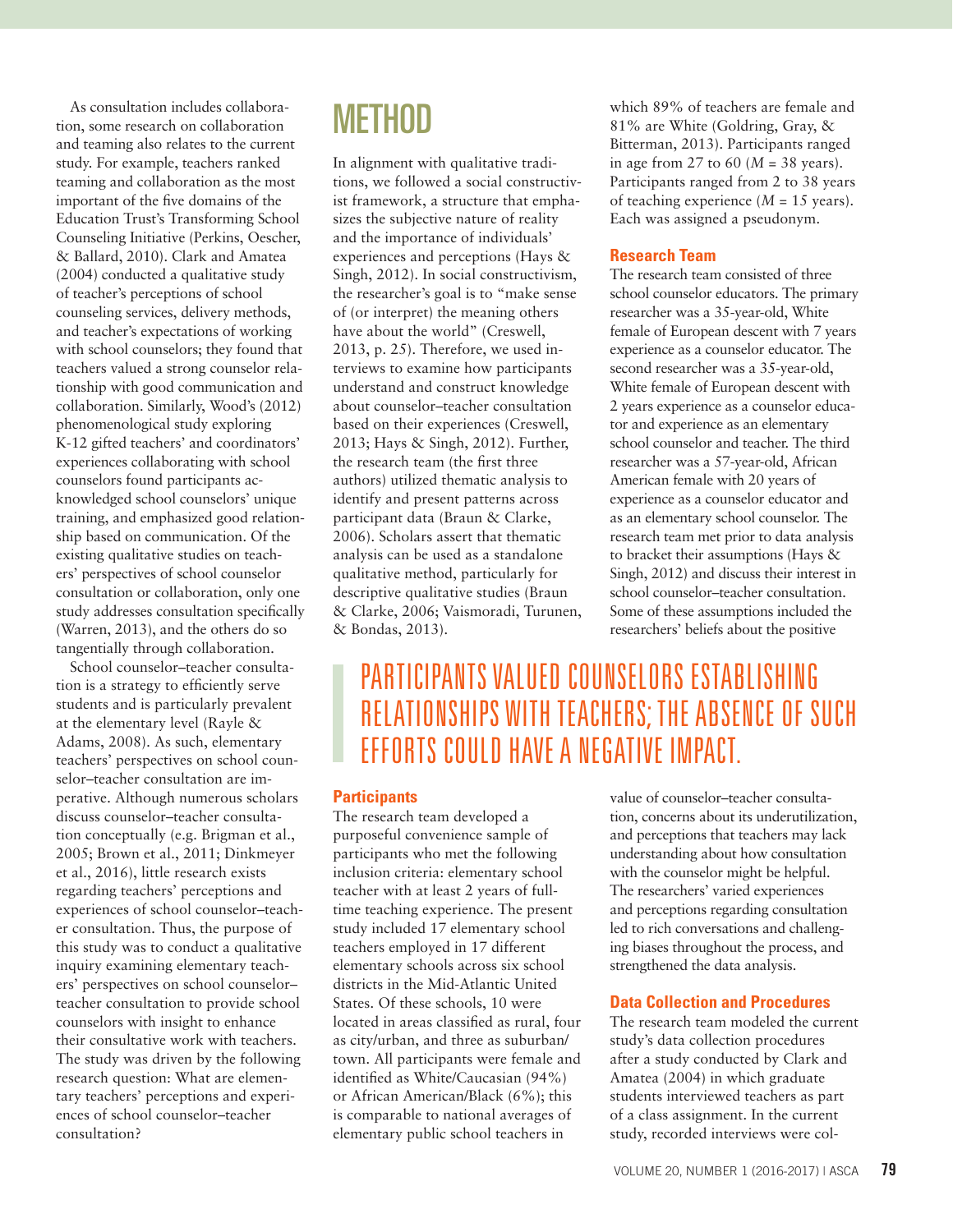As consultation includes collaboration, some research on collaboration and teaming also relates to the current study. For example, teachers ranked teaming and collaboration as the most important of the five domains of the Education Trust's Transforming School Counseling Initiative (Perkins, Oescher, & Ballard, 2010). Clark and Amatea (2004) conducted a qualitative study of teacher's perceptions of school counseling services, delivery methods, and teacher's expectations of working with school counselors; they found that teachers valued a strong counselor relationship with good communication and collaboration. Similarly, Wood's (2012) phenomenological study exploring K-12 gifted teachers' and coordinators' experiences collaborating with school counselors found participants acknowledged school counselors' unique training, and emphasized good relationship based on communication. Of the existing qualitative studies on teachers' perspectives of school counselor consultation or collaboration, only one study addresses consultation specifically (Warren, 2013), and the others do so tangentially through collaboration.

School counselor–teacher consultation is a strategy to efficiently serve students and is particularly prevalent at the elementary level (Rayle & Adams, 2008). As such, elementary teachers' perspectives on school counselor–teacher consultation are imperative. Although numerous scholars discuss counselor–teacher consultation conceptually (e.g. Brigman et al., 2005; Brown et al., 2011; Dinkmeyer et al., 2016), little research exists regarding teachers' perceptions and experiences of school counselor–teacher consultation. Thus, the purpose of this study was to conduct a qualitative inquiry examining elementary teachers' perspectives on school counselor–teacher consultation to provide school counselors with insight to enhance their consultative work with teachers. The study was driven by the following research question: What are elementary teachers' perceptions and experiences of school counselor–teacher consultation?

# METHOD

In alignment with qualitative traditions, we followed a social constructivist framework, a structure that emphasizes the subjective nature of reality and the importance of individuals' experiences and perceptions (Hays & Singh, 2012). In social constructivism, the researcher's goal is to "make sense of (or interpret) the meaning others have about the world" (Creswell, 2013, p. 25). Therefore, we used interviews to examine how participants understand and construct knowledge about counselor–teacher consultation based on their experiences (Creswell, 2013; Hays & Singh, 2012). Further, the research team (the first three authors) utilized thematic analysis to identify and present patterns across participant data (Braun & Clarke, 2006). Scholars assert that thematic analysis can be used as a standalone qualitative method, particularly for descriptive qualitative studies (Braun & Clarke, 2006; Vaismoradi, Turunen, & Bondas, 2013).

## Participants

The research team developed a purposeful convenience sample of participants who met the following inclusion criteria: elementary school teacher with at least 2 years of full-time teaching experience. The present study included 17 elementary school teachers employed in 17 different elementary schools across six school districts in the Mid-Atlantic United States. Of these schools, 10 were located in areas classified as rural, four as city/urban, and three as suburban/town. All participants were female and identified as White/Caucasian (94%) or African American/Black (6%); this is comparable to national averages of elementary public school teachers in which 89% of teachers are female and 81% are White (Goldring, Gray, & Bitterman, 2013). Participants ranged in age from 27 to 60 ($M$ = 38 years). Participants ranged from 2 to 38 years of teaching experience ($M$ = 15 years). Each was assigned a pseudonym.

## Research Team

The research team consisted of three school counselor educators. The primary researcher was a 35-year-old, White female of European descent with 7 years experience as a counselor educator. The second researcher was a 35-year-old, White female of European descent with 2 years experience as a counselor educator and experience as an elementary school counselor and teacher. The third researcher was a 57-year-old, African American female with 20 years of experience as a counselor educator and as an elementary school counselor. The research team met prior to data analysis to bracket their assumptions (Hays & Singh, 2012) and discuss their interest in school counselor–teacher consultation. Some of these assumptions included the researchers' beliefs about the positive value of counselor–teacher consultation, concerns about its underutilization, and perceptions that teachers may lack understanding about how consultation with the counselor might be helpful. The researchers' varied experiences and perceptions regarding consultation led to rich conversations and challenging biases throughout the process, and strengthened the data analysis.

> PARTICIPANTS VALUED COUNSELORS ESTABLISHING RELATIONSHIPS WITH TEACHERS; THE ABSENCE OF SUCH EFFORTS COULD HAVE A NEGATIVE IMPACT.

## Data Collection and Procedures

The research team modeled the current study's data collection procedures after a study conducted by Clark and Amatea (2004) in which graduate students interviewed teachers as part of a class assignment. In the current study, recorded interviews were col-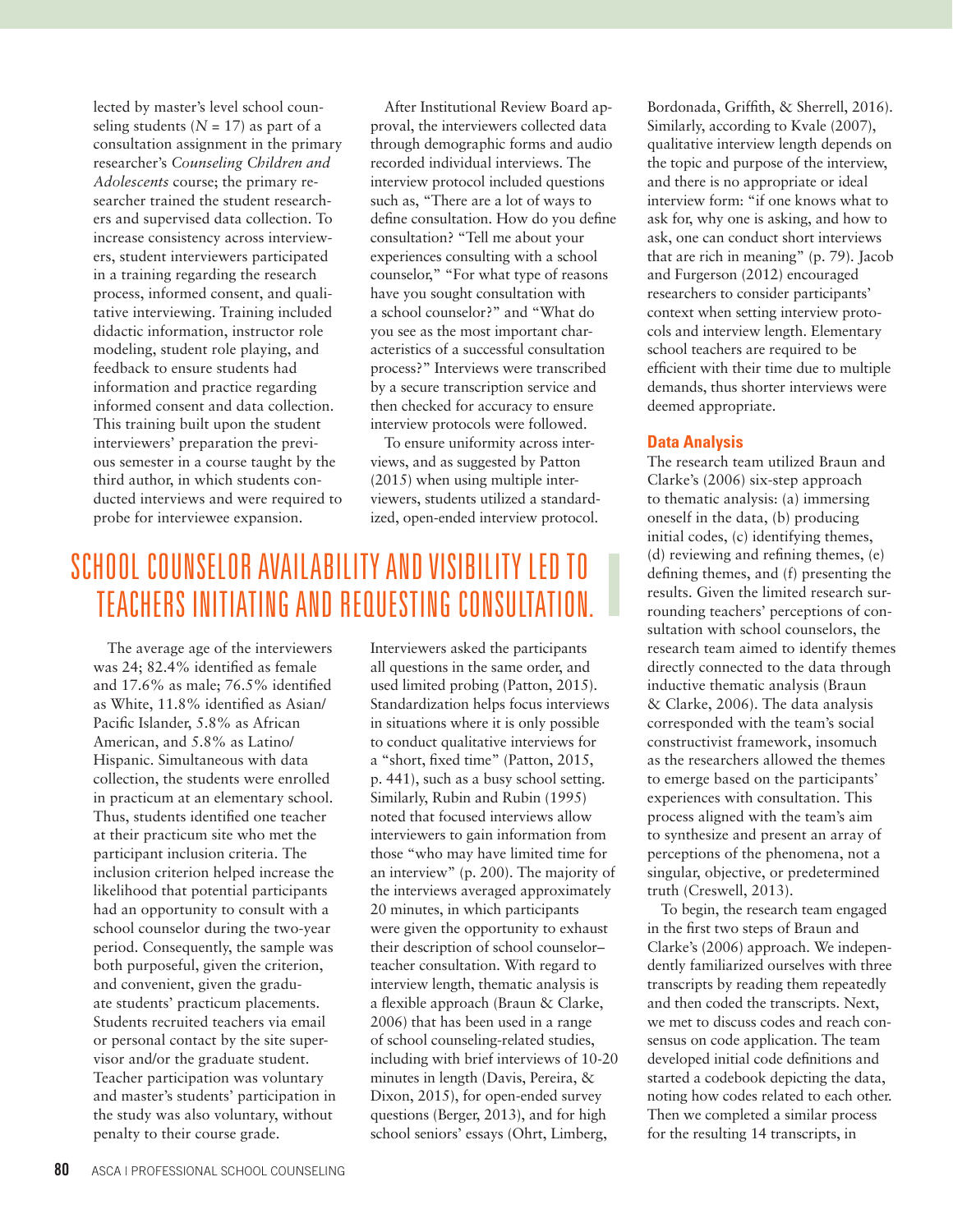lected by master's level school counseling students ($N$ = 17) as part of a consultation assignment in the primary researcher's *Counseling Children and Adolescents* course; the primary researcher trained the student researchers and supervised data collection. To increase consistency across interviewers, student interviewers participated in a training regarding the research process, informed consent, and qualitative interviewing. Training included didactic information, instructor role modeling, student role playing, and feedback to ensure students had information and practice regarding informed consent and data collection. This training built upon the student interviewers' preparation the previous semester in a course taught by the third author, in which students conducted interviews and were required to probe for interviewee expansion.

After Institutional Review Board approval, the interviewers collected data through demographic forms and audio recorded individual interviews. The interview protocol included questions such as, "There are a lot of ways to define consultation. How do you define consultation? "Tell me about your experiences consulting with a school counselor," "For what type of reasons have you sought consultation with a school counselor?" and "What do you see as the most important characteristics of a successful consultation process?" Interviews were transcribed by a secure transcription service and then checked for accuracy to ensure interview protocols were followed.

To ensure uniformity across interviews, and as suggested by Patton (2015) when using multiple interviewers, students utilized a standardized, open-ended interview protocol.

SCHOOL COUNSELOR AVAILABILITY AND VISIBILITY LED TO TEACHERS INITIATING AND REQUESTING CONSULTATION.

The average age of the interviewers was 24; 82.4% identified as female and 17.6% as male; 76.5% identified as White, 11.8% identified as Asian/Pacific Islander, 5.8% as African American, and 5.8% as Latino/Hispanic. Simultaneous with data collection, the students were enrolled in practicum at an elementary school. Thus, students identified one teacher at their practicum site who met the participant inclusion criteria. The inclusion criterion helped increase the likelihood that potential participants had an opportunity to consult with a school counselor during the two-year period. Consequently, the sample was both purposeful, given the criterion, and convenient, given the graduate students' practicum placements. Students recruited teachers via email or personal contact by the site supervisor and/or the graduate student. Teacher participation was voluntary and master's students' participation in the study was also voluntary, without penalty to their course grade.

Interviewers asked the participants all questions in the same order, and used limited probing (Patton, 2015). Standardization helps focus interviews in situations where it is only possible to conduct qualitative interviews for a "short, fixed time" (Patton, 2015, p. 441), such as a busy school setting. Similarly, Rubin and Rubin (1995) noted that focused interviews allow interviewers to gain information from those "who may have limited time for an interview" (p. 200). The majority of the interviews averaged approximately 20 minutes, in which participants were given the opportunity to exhaust their description of school counselor–teacher consultation. With regard to interview length, thematic analysis is a flexible approach (Braun & Clarke, 2006) that has been used in a range of school counseling-related studies, including with brief interviews of 10-20 minutes in length (Davis, Pereira, & Dixon, 2015), for open-ended survey questions (Berger, 2013), and for high school seniors' essays (Ohrt, Limberg, Bordonada, Griffith, & Sherrell, 2016). Similarly, according to Kvale (2007), qualitative interview length depends on the topic and purpose of the interview, and there is no appropriate or ideal interview form: "if one knows what to ask for, why one is asking, and how to ask, one can conduct short interviews that are rich in meaning" (p. 79). Jacob and Furgerson (2012) encouraged researchers to consider participants' context when setting interview protocols and interview length. Elementary school teachers are required to be efficient with their time due to multiple demands, thus shorter interviews were deemed appropriate.

### Data Analysis

The research team utilized Braun and Clarke's (2006) six-step approach to thematic analysis: (a) immersing oneself in the data, (b) producing initial codes, (c) identifying themes, (d) reviewing and refining themes, (e) defining themes, and (f) presenting the results. Given the limited research surrounding teachers' perceptions of consultation with school counselors, the research team aimed to identify themes directly connected to the data through inductive thematic analysis (Braun & Clarke, 2006). The data analysis corresponded with the team's social constructivist framework, insomuch as the researchers allowed the themes to emerge based on the participants' experiences with consultation. This process aligned with the team's aim to synthesize and present an array of perceptions of the phenomena, not a singular, objective, or predetermined truth (Creswell, 2013).

To begin, the research team engaged in the first two steps of Braun and Clarke's (2006) approach. We independently familiarized ourselves with three transcripts by reading them repeatedly and then coded the transcripts. Next, we met to discuss codes and reach consensus on code application. The team developed initial code definitions and started a codebook depicting the data, noting how codes related to each other. Then we completed a similar process for the resulting 14 transcripts, in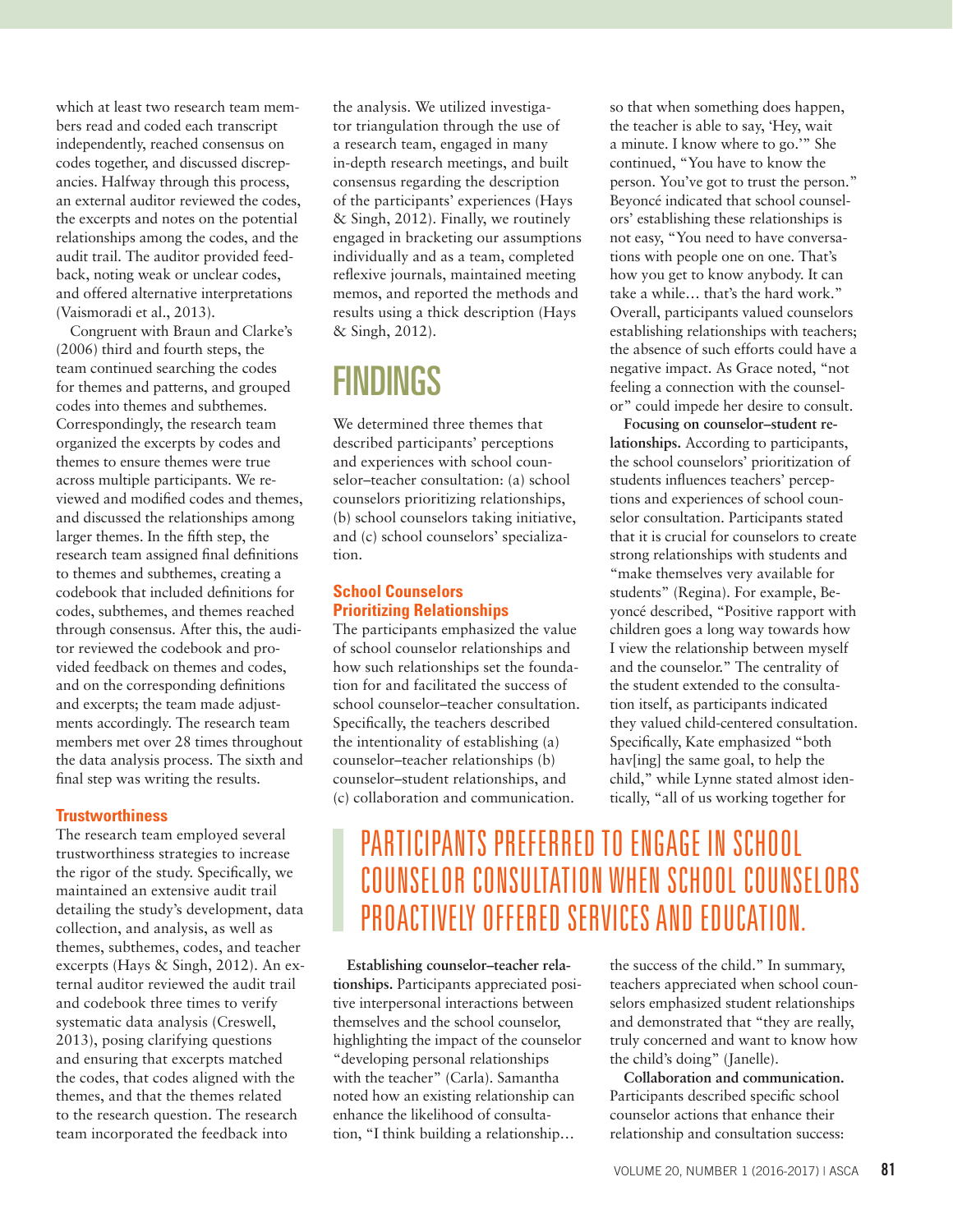which at least two research team members read and coded each transcript independently, reached consensus on codes together, and discussed discrepancies. Halfway through this process, an external auditor reviewed the codes, the excerpts and notes on the potential relationships among the codes, and the audit trail. The auditor provided feedback, noting weak or unclear codes, and offered alternative interpretations (Vaismoradi et al., 2013).

Congruent with Braun and Clarke's (2006) third and fourth steps, the team continued searching the codes for themes and patterns, and grouped codes into themes and subthemes. Correspondingly, the research team organized the excerpts by codes and themes to ensure themes were true across multiple participants. We reviewed and modified codes and themes, and discussed the relationships among larger themes. In the fifth step, the research team assigned final definitions to themes and subthemes, creating a codebook that included definitions for codes, subthemes, and themes reached through consensus. After this, the auditor reviewed the codebook and provided feedback on themes and codes, and on the corresponding definitions and excerpts; the team made adjustments accordingly. The research team members met over 28 times throughout the data analysis process. The sixth and final step was writing the results.

### Trustworthiness

The research team employed several trustworthiness strategies to increase the rigor of the study. Specifically, we maintained an extensive audit trail detailing the study's development, data collection, and analysis, as well as themes, subthemes, codes, and teacher excerpts (Hays & Singh, 2012). An external auditor reviewed the audit trail and codebook three times to verify systematic data analysis (Creswell, 2013), posing clarifying questions and ensuring that excerpts matched the codes, that codes aligned with the themes, and that the themes related to the research question. The research team incorporated the feedback into the analysis. We utilized investigator triangulation through the use of a research team, engaged in many in-depth research meetings, and built consensus regarding the description of the participants' experiences (Hays & Singh, 2012). Finally, we routinely engaged in bracketing our assumptions individually and as a team, completed reflexive journals, maintained meeting memos, and reported the methods and results using a thick description (Hays & Singh, 2012).

## FINDINGS

We determined three themes that described participants' perceptions and experiences with school counselor–teacher consultation: (a) school counselors prioritizing relationships, (b) school counselors taking initiative, and (c) school counselors' specialization.

### School Counselors Prioritizing Relationships

The participants emphasized the value of school counselor relationships and how such relationships set the foundation for and facilitated the success of school counselor–teacher consultation. Specifically, the teachers described the intentionality of establishing (a) counselor–teacher relationships (b) counselor–student relationships, and (c) collaboration and communication.

**Establishing counselor–teacher relationships.** Participants appreciated positive interpersonal interactions between themselves and the school counselor, highlighting the impact of the counselor "developing personal relationships with the teacher" (Carla). Samantha noted how an existing relationship can enhance the likelihood of consultation, "I think building a relationship… so that when something does happen, the teacher is able to say, 'Hey, wait a minute. I know where to go.'" She continued, "You have to know the person. You've got to trust the person." Beyoncé indicated that school counselors' establishing these relationships is not easy, "You need to have conversations with people one on one. That's how you get to know anybody. It can take a while… that's the hard work." Overall, participants valued counselors establishing relationships with teachers; the absence of such efforts could have a negative impact. As Grace noted, "not feeling a connection with the counselor" could impede her desire to consult.

**Focusing on counselor–student relationships.** According to participants, the school counselors' prioritization of students influences teachers' perceptions and experiences of school counselor consultation. Participants stated that it is crucial for counselors to create strong relationships with students and "make themselves very available for students" (Regina). For example, Beyoncé described, "Positive rapport with children goes a long way towards how I view the relationship between myself and the counselor." The centrality of the student extended to the consultation itself, as participants indicated they valued child-centered consultation. Specifically, Kate emphasized "both hav[ing] the same goal, to help the child," while Lynne stated almost identically, "all of us working together for the success of the child." In summary, teachers appreciated when school counselors emphasized student relationships and demonstrated that "they are really, truly concerned and want to know how the child's doing" (Janelle).

> PARTICIPANTS PREFERRED TO ENGAGE IN SCHOOL COUNSELOR CONSULTATION WHEN SCHOOL COUNSELORS PROACTIVELY OFFERED SERVICES AND EDUCATION.

**Collaboration and communication.** Participants described specific school counselor actions that enhance their relationship and consultation success: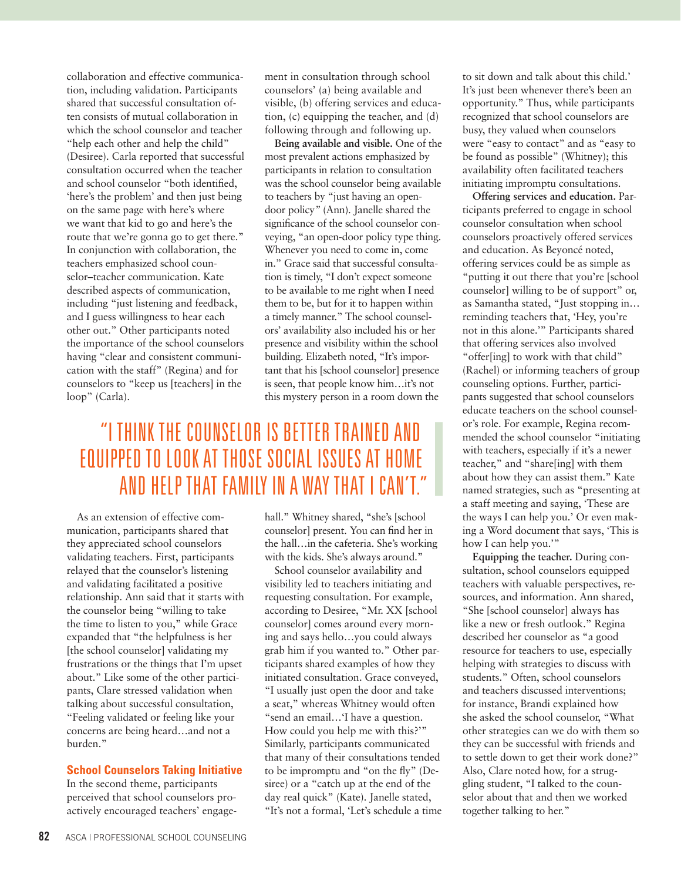collaboration and effective communication, including validation. Participants shared that successful consultation often consists of mutual collaboration in which the school counselor and teacher "help each other and help the child" (Desiree). Carla reported that successful consultation occurred when the teacher and school counselor "both identified, 'here's the problem' and then just being on the same page with here's where we want that kid to go and here's the route that we're gonna go to get there." In conjunction with collaboration, the teachers emphasized school counselor–teacher communication. Kate described aspects of communication, including "just listening and feedback, and I guess willingness to hear each other out." Other participants noted the importance of the school counselors having "clear and consistent communication with the staff" (Regina) and for counselors to "keep us [teachers] in the loop" (Carla).

As an extension of effective communication, participants shared that they appreciated school counselors validating teachers. First, participants relayed that the counselor's listening and validating facilitated a positive relationship. Ann said that it starts with the counselor being "willing to take the time to listen to you," while Grace expanded that "the helpfulness is her [the school counselor] validating my frustrations or the things that I'm upset about." Like some of the other participants, Clare stressed validation when talking about successful consultation, "Feeling validated or feeling like your concerns are being heard…and not a burden."

### School Counselors Taking Initiative

In the second theme, participants perceived that school counselors proactively encouraged teachers' engagement in consultation through school counselors' (a) being available and visible, (b) offering services and education, (c) equipping the teacher, and (d) following through and following up.

**Being available and visible.** One of the most prevalent actions emphasized by participants in relation to consultation was the school counselor being available to teachers by "just having an open-door policy" (Ann). Janelle shared the significance of the school counselor conveying, "an open-door policy type thing. Whenever you need to come in, come in." Grace said that successful consultation is timely, "I don't expect someone to be available to me right when I need them to be, but for it to happen within a timely manner." The school counselors' availability also included his or her presence and visibility within the school building. Elizabeth noted, "It's important that his [school counselor] presence is seen, that people know him…it's not this mystery person in a room down the hall." Whitney shared, "she's [school counselor] present. You can find her in the hall…in the cafeteria. She's working with the kids. She's always around."

> "I THINK THE COUNSELOR IS BETTER TRAINED AND EQUIPPED TO LOOK AT THOSE SOCIAL ISSUES AT HOME AND HELP THAT FAMILY IN A WAY THAT I CAN'T."

School counselor availability and visibility led to teachers initiating and requesting consultation. For example, according to Desiree, "Mr. XX [school counselor] comes around every morning and says hello…you could always grab him if you wanted to." Other participants shared examples of how they initiated consultation. Grace conveyed, "I usually just open the door and take a seat," whereas Whitney would often "send an email…'I have a question. How could you help me with this?'" Similarly, participants communicated that many of their consultations tended to be impromptu and "on the fly" (Desiree) or a "catch up at the end of the day real quick" (Kate). Janelle stated, "It's not a formal, 'Let's schedule a time to sit down and talk about this child.' It's just been whenever there's been an opportunity." Thus, while participants recognized that school counselors are busy, they valued when counselors were "easy to contact" and as "easy to be found as possible" (Whitney); this availability often facilitated teachers initiating impromptu consultations.

**Offering services and education.** Participants preferred to engage in school counselor consultation when school counselors proactively offered services and education. As Beyoncé noted, offering services could be as simple as "putting it out there that you're [school counselor] willing to be of support" or, as Samantha stated, "Just stopping in…reminding teachers that, 'Hey, you're not in this alone.'" Participants shared that offering services also involved "offer[ing] to work with that child" (Rachel) or informing teachers of group counseling options. Further, participants suggested that school counselors educate teachers on the school counselor's role. For example, Regina recommended the school counselor "initiating with teachers, especially if it's a newer teacher," and "share[ing] with them about how they can assist them." Kate named strategies, such as "presenting at a staff meeting and saying, 'These are the ways I can help you.' Or even making a Word document that says, 'This is how I can help you.'"

**Equipping the teacher.** During consultation, school counselors equipped teachers with valuable perspectives, resources, and information. Ann shared, "She [school counselor] always has like a new or fresh outlook." Regina described her counselor as "a good resource for teachers to use, especially helping with strategies to discuss with students." Often, school counselors and teachers discussed interventions; for instance, Brandi explained how she asked the school counselor, "What other strategies can we do with them so they can be successful with friends and to settle down to get their work done?" Also, Clare noted how, for a struggling student, "I talked to the counselor about that and then we worked together talking to her."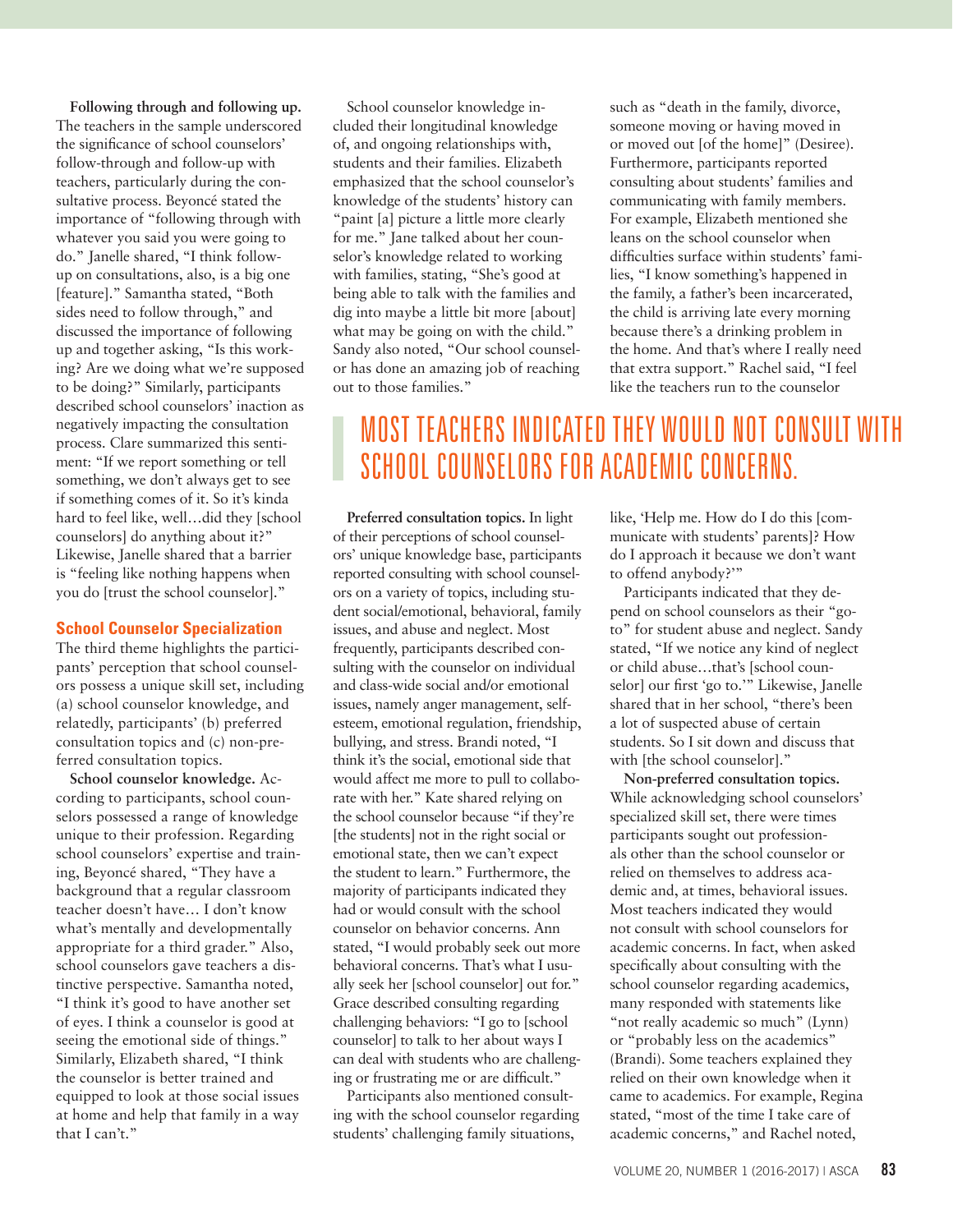**Following through and following up.** The teachers in the sample underscored the significance of school counselors' follow-through and follow-up with teachers, particularly during the consultative process. Beyoncé stated the importance of "following through with whatever you said you were going to do." Janelle shared, "I think follow-up on consultations, also, is a big one [feature]." Samantha stated, "Both sides need to follow through," and discussed the importance of following up and together asking, "Is this working? Are we doing what we're supposed to be doing?" Similarly, participants described school counselors' inaction as negatively impacting the consultation process. Clare summarized this sentiment: "If we report something or tell something, we don't always get to see if something comes of it. So it's kinda hard to feel like, well…did they [school counselors] do anything about it?" Likewise, Janelle shared that a barrier is "feeling like nothing happens when you do [trust the school counselor]."

### School Counselor Specialization

The third theme highlights the participants' perception that school counselors possess a unique skill set, including (a) school counselor knowledge, and relatedly, participants' (b) preferred consultation topics and (c) non-preferred consultation topics.

**School counselor knowledge.** According to participants, school counselors possessed a range of knowledge unique to their profession. Regarding school counselors' expertise and training, Beyoncé shared, "They have a background that a regular classroom teacher doesn't have… I don't know what's mentally and developmentally appropriate for a third grader." Also, school counselors gave teachers a distinctive perspective. Samantha noted, "I think it's good to have another set of eyes. I think a counselor is good at seeing the emotional side of things." Similarly, Elizabeth shared, "I think the counselor is better trained and equipped to look at those social issues at home and help that family in a way that I can't."

School counselor knowledge included their longitudinal knowledge of, and ongoing relationships with, students and their families. Elizabeth emphasized that the school counselor's knowledge of the students' history can "paint [a] picture a little more clearly for me." Jane talked about her counselor's knowledge related to working with families, stating, "She's good at being able to talk with the families and dig into maybe a little bit more [about] what may be going on with the child." Sandy also noted, "Our school counselor has done an amazing job of reaching out to those families."

**Preferred consultation topics.** In light of their perceptions of school counselors' unique knowledge base, participants reported consulting with school counselors on a variety of topics, including student social/emotional, behavioral, family issues, and abuse and neglect. Most frequently, participants described consulting with the counselor on individual and class-wide social and/or emotional issues, namely anger management, self-esteem, emotional regulation, friendship, bullying, and stress. Brandi noted, "I think it's the social, emotional side that would affect me more to pull to collaborate with her." Kate shared relying on the school counselor because "if they're [the students] not in the right social or emotional state, then we can't expect the student to learn." Furthermore, the majority of participants indicated they had or would consult with the school counselor on behavior concerns. Ann stated, "I would probably seek out more behavioral concerns. That's what I usually seek her [school counselor] out for." Grace described consulting regarding challenging behaviors: "I go to [school counselor] to talk to her about ways I can deal with students who are challenging or frustrating me or are difficult."

Participants also mentioned consulting with the school counselor regarding students' challenging family situations, such as "death in the family, divorce, someone moving or having moved in or moved out [of the home]" (Desiree). Furthermore, participants reported consulting about students' families and communicating with family members. For example, Elizabeth mentioned she leans on the school counselor when difficulties surface within students' families, "I know something's happened in the family, a father's been incarcerated, the child is arriving late every morning because there's a drinking problem in the home. And that's where I really need that extra support." Rachel said, "I feel like the teachers run to the counselor like, 'Help me. How do I do this [communicate with students' parents]? How do I approach it because we don't want to offend anybody?'"

Participants indicated that they depend on school counselors as their "go-to" for student abuse and neglect. Sandy stated, "If we notice any kind of neglect or child abuse…that's [school counselor] our first 'go to.'" Likewise, Janelle shared that in her school, "there's been a lot of suspected abuse of certain students. So I sit down and discuss that with [the school counselor]."

**Non-preferred consultation topics.** While acknowledging school counselors' specialized skill set, there were times participants sought out professionals other than the school counselor or relied on themselves to address academic and, at times, behavioral issues. Most teachers indicated they would not consult with school counselors for academic concerns. In fact, when asked specifically about consulting with the school counselor regarding academics, many responded with statements like "not really academic so much" (Lynn) or "probably less on the academics" (Brandi). Some teachers explained they relied on their own knowledge when it came to academics. For example, Regina stated, "most of the time I take care of academic concerns," and Rachel noted,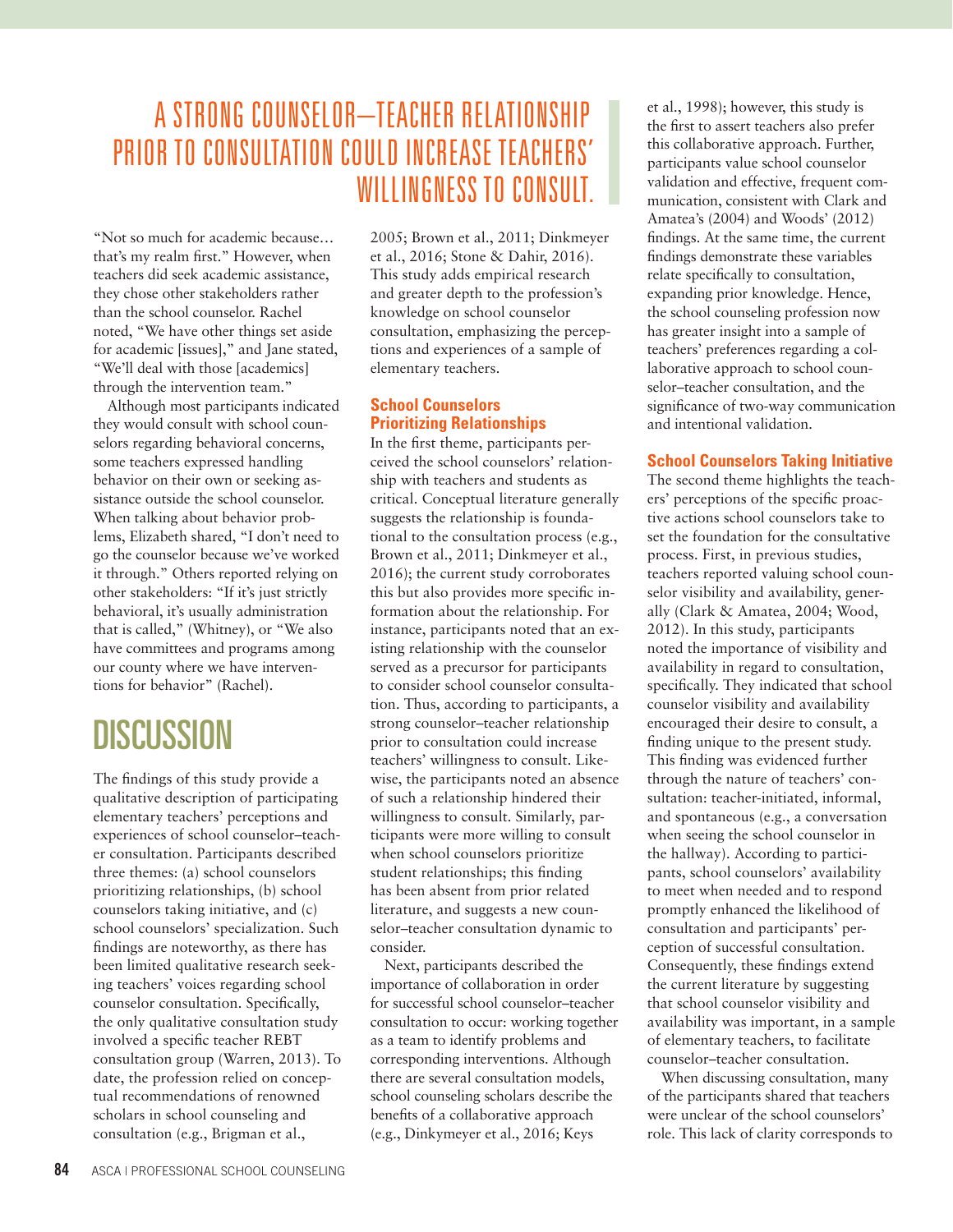> A STRONG COUNSELOR–TEACHER RELATIONSHIP PRIOR TO CONSULTATION COULD INCREASE TEACHERS' WILLINGNESS TO CONSULT.

"Not so much for academic because… that's my realm first." However, when teachers did seek academic assistance, they chose other stakeholders rather than the school counselor. Rachel noted, "We have other things set aside for academic [issues]," and Jane stated, "We'll deal with those [academics] through the intervention team."

Although most participants indicated they would consult with school counselors regarding behavioral concerns, some teachers expressed handling behavior on their own or seeking assistance outside the school counselor. When talking about behavior problems, Elizabeth shared, "I don't need to go the counselor because we've worked it through." Others reported relying on other stakeholders: "If it's just strictly behavioral, it's usually administration that is called," (Whitney), or "We also have committees and programs among our county where we have interventions for behavior" (Rachel).

# DISCUSSION

The findings of this study provide a qualitative description of participating elementary teachers' perceptions and experiences of school counselor–teacher consultation. Participants described three themes: (a) school counselors prioritizing relationships, (b) school counselors taking initiative, and (c) school counselors' specialization. Such findings are noteworthy, as there has been limited qualitative research seeking teachers' voices regarding school counselor consultation. Specifically, the only qualitative consultation study involved a specific teacher REBT consultation group (Warren, 2013). To date, the profession relied on conceptual recommendations of renowned scholars in school counseling and consultation (e.g., Brigman et al., 2005; Brown et al., 2011; Dinkmeyer et al., 2016; Stone & Dahir, 2016). This study adds empirical research and greater depth to the profession's knowledge on school counselor consultation, emphasizing the perceptions and experiences of a sample of elementary teachers.

## School Counselors Prioritizing Relationships

In the first theme, participants perceived the school counselors' relationship with teachers and students as critical. Conceptual literature generally suggests the relationship is foundational to the consultation process (e.g., Brown et al., 2011; Dinkmeyer et al., 2016); the current study corroborates this but also provides more specific information about the relationship. For instance, participants noted that an existing relationship with the counselor served as a precursor for participants to consider school counselor consultation. Thus, according to participants, a strong counselor–teacher relationship prior to consultation could increase teachers' willingness to consult. Likewise, the participants noted an absence of such a relationship hindered their willingness to consult. Similarly, participants were more willing to consult when school counselors prioritize student relationships; this finding has been absent from prior related literature, and suggests a new counselor–teacher consultation dynamic to consider.

Next, participants described the importance of collaboration in order for successful school counselor–teacher consultation to occur: working together as a team to identify problems and corresponding interventions. Although there are several consultation models, school counseling scholars describe the benefits of a collaborative approach (e.g., Dinkymeyer et al., 2016; Keys et al., 1998); however, this study is the first to assert teachers also prefer this collaborative approach. Further, participants value school counselor validation and effective, frequent communication, consistent with Clark and Amatea's (2004) and Woods' (2012) findings. At the same time, the current findings demonstrate these variables relate specifically to consultation, expanding prior knowledge. Hence, the school counseling profession now has greater insight into a sample of teachers' preferences regarding a collaborative approach to school counselor–teacher consultation, and the significance of two-way communication and intentional validation.

## School Counselors Taking Initiative

The second theme highlights the teachers' perceptions of the specific proactive actions school counselors take to set the foundation for the consultative process. First, in previous studies, teachers reported valuing school counselor visibility and availability, generally (Clark & Amatea, 2004; Wood, 2012). In this study, participants noted the importance of visibility and availability in regard to consultation, specifically. They indicated that school counselor visibility and availability encouraged their desire to consult, a finding unique to the present study. This finding was evidenced further through the nature of teachers' consultation: teacher-initiated, informal, and spontaneous (e.g., a conversation when seeing the school counselor in the hallway). According to participants, school counselors' availability to meet when needed and to respond promptly enhanced the likelihood of consultation and participants' perception of successful consultation. Consequently, these findings extend the current literature by suggesting that school counselor visibility and availability was important, in a sample of elementary teachers, to facilitate counselor–teacher consultation.

When discussing consultation, many of the participants shared that teachers were unclear of the school counselors' role. This lack of clarity corresponds to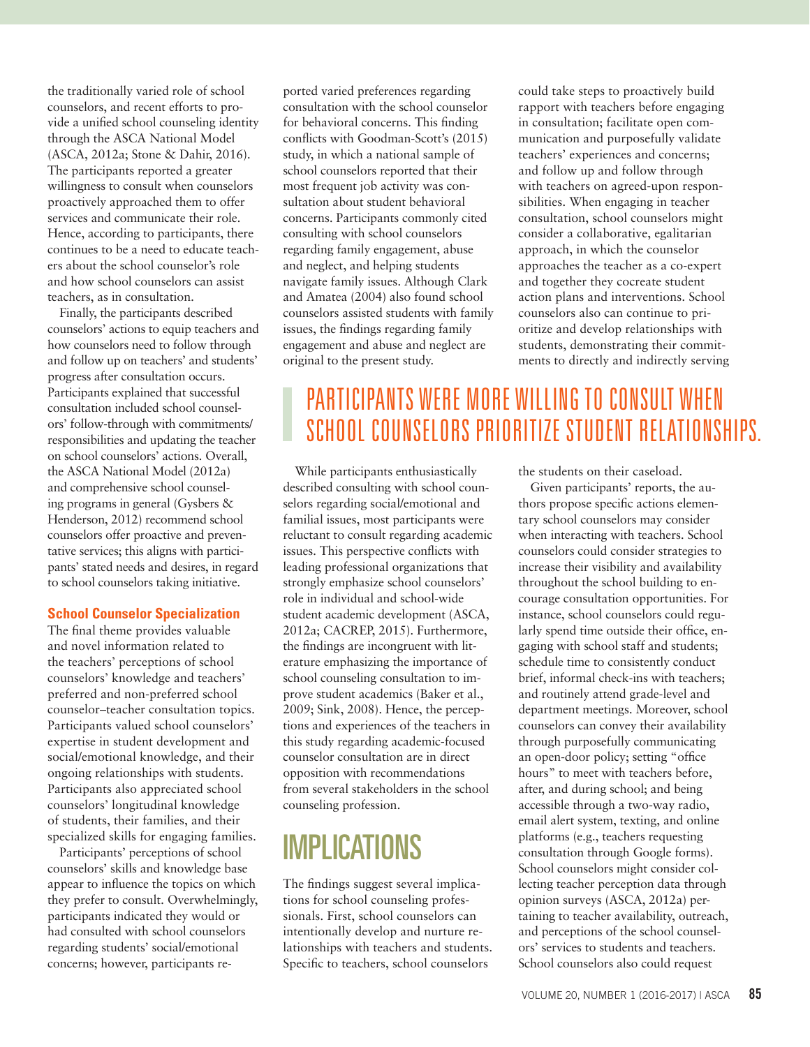the traditionally varied role of school counselors, and recent efforts to provide a unified school counseling identity through the ASCA National Model (ASCA, 2012a; Stone & Dahir, 2016). The participants reported a greater willingness to consult when counselors proactively approached them to offer services and communicate their role. Hence, according to participants, there continues to be a need to educate teachers about the school counselor's role and how school counselors can assist teachers, as in consultation.

Finally, the participants described counselors' actions to equip teachers and how counselors need to follow through and follow up on teachers' and students' progress after consultation occurs. Participants explained that successful consultation included school counselors' follow-through with commitments/responsibilities and updating the teacher on school counselors' actions. Overall, the ASCA National Model (2012a) and comprehensive school counseling programs in general (Gysbers & Henderson, 2012) recommend school counselors offer proactive and preventative services; this aligns with participants' stated needs and desires, in regard to school counselors taking initiative.

### School Counselor Specialization

The final theme provides valuable and novel information related to the teachers' perceptions of school counselors' knowledge and teachers' preferred and non-preferred school counselor–teacher consultation topics. Participants valued school counselors' expertise in student development and social/emotional knowledge, and their ongoing relationships with students. Participants also appreciated school counselors' longitudinal knowledge of students, their families, and their specialized skills for engaging families.

Participants' perceptions of school counselors' skills and knowledge base appear to influence the topics on which they prefer to consult. Overwhelmingly, participants indicated they would or had consulted with school counselors regarding students' social/emotional concerns; however, participants reported varied preferences regarding consultation with the school counselor for behavioral concerns. This finding conflicts with Goodman-Scott's (2015) study, in which a national sample of school counselors reported that their most frequent job activity was consultation about student behavioral concerns. Participants commonly cited consulting with school counselors regarding family engagement, abuse and neglect, and helping students navigate family issues. Although Clark and Amatea (2004) also found school counselors assisted students with family issues, the findings regarding family engagement and abuse and neglect are original to the present study.

While participants enthusiastically described consulting with school counselors regarding social/emotional and familial issues, most participants were reluctant to consult regarding academic issues. This perspective conflicts with leading professional organizations that strongly emphasize school counselors' role in individual and school-wide student academic development (ASCA, 2012a; CACREP, 2015). Furthermore, the findings are incongruent with literature emphasizing the importance of school counseling consultation to improve student academics (Baker et al., 2009; Sink, 2008). Hence, the perceptions and experiences of the teachers in this study regarding academic-focused counselor consultation are in direct opposition with recommendations from several stakeholders in the school counseling profession.

## IMPLICATIONS

The findings suggest several implications for school counseling professionals. First, school counselors can intentionally develop and nurture relationships with teachers and students. Specific to teachers, school counselors could take steps to proactively build rapport with teachers before engaging in consultation; facilitate open communication and purposefully validate teachers' experiences and concerns; and follow up and follow through with teachers on agreed-upon responsibilities. When engaging in teacher consultation, school counselors might consider a collaborative, egalitarian approach, in which the counselor approaches the teacher as a co-expert and together they cocreate student action plans and interventions. School counselors also can continue to prioritize and develop relationships with students, demonstrating their commitments to directly and indirectly serving the students on their caseload.

> PARTICIPANTS WERE MORE WILLING TO CONSULT WHEN SCHOOL COUNSELORS PRIORITIZE STUDENT RELATIONSHIPS.

Given participants' reports, the authors propose specific actions elementary school counselors may consider when interacting with teachers. School counselors could consider strategies to increase their visibility and availability throughout the school building to encourage consultation opportunities. For instance, school counselors could regularly spend time outside their office, engaging with school staff and students; schedule time to consistently conduct brief, informal check-ins with teachers; and routinely attend grade-level and department meetings. Moreover, school counselors can convey their availability through purposefully communicating an open-door policy; setting "office hours" to meet with teachers before, after, and during school; and being accessible through a two-way radio, email alert system, texting, and online platforms (e.g., teachers requesting consultation through Google forms). School counselors might consider collecting teacher perception data through opinion surveys (ASCA, 2012a) pertaining to teacher availability, outreach, and perceptions of the school counselors' services to students and teachers. School counselors also could request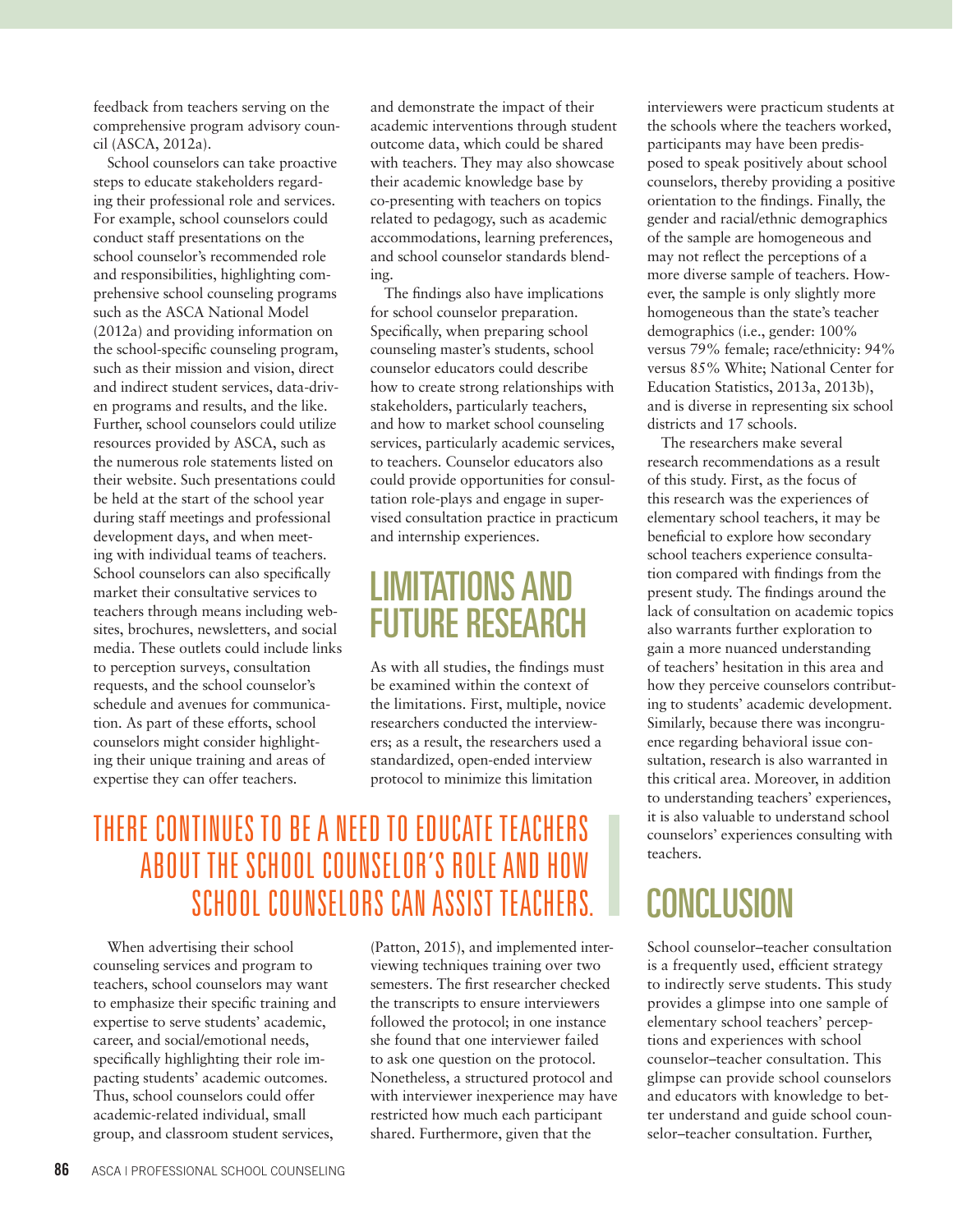feedback from teachers serving on the comprehensive program advisory council (ASCA, 2012a).

School counselors can take proactive steps to educate stakeholders regarding their professional role and services. For example, school counselors could conduct staff presentations on the school counselor's recommended role and responsibilities, highlighting comprehensive school counseling programs such as the ASCA National Model (2012a) and providing information on the school-specific counseling program, such as their mission and vision, direct and indirect student services, data-driven programs and results, and the like. Further, school counselors could utilize resources provided by ASCA, such as the numerous role statements listed on their website. Such presentations could be held at the start of the school year during staff meetings and professional development days, and when meeting with individual teams of teachers. School counselors can also specifically market their consultative services to teachers through means including websites, brochures, newsletters, and social media. These outlets could include links to perception surveys, consultation requests, and the school counselor's schedule and avenues for communication. As part of these efforts, school counselors might consider highlighting their unique training and areas of expertise they can offer teachers.

When advertising their school counseling services and program to teachers, school counselors may want to emphasize their specific training and expertise to serve students' academic, career, and social/emotional needs, specifically highlighting their role impacting students' academic outcomes. Thus, school counselors could offer academic-related individual, small group, and classroom student services, and demonstrate the impact of their academic interventions through student outcome data, which could be shared with teachers. They may also showcase their academic knowledge base by co-presenting with teachers on topics related to pedagogy, such as academic accommodations, learning preferences, and school counselor standards blending.

The findings also have implications for school counselor preparation. Specifically, when preparing school counseling master's students, school counselor educators could describe how to create strong relationships with stakeholders, particularly teachers, and how to market school counseling services, particularly academic services, to teachers. Counselor educators also could provide opportunities for consultation role-plays and engage in supervised consultation practice in practicum and internship experiences.

> THERE CONTINUES TO BE A NEED TO EDUCATE TEACHERS ABOUT THE SCHOOL COUNSELOR'S ROLE AND HOW SCHOOL COUNSELORS CAN ASSIST TEACHERS.

## LIMITATIONS AND FUTURE RESEARCH

As with all studies, the findings must be examined within the context of the limitations. First, multiple, novice researchers conducted the interviewers; as a result, the researchers used a standardized, open-ended interview protocol to minimize this limitation (Patton, 2015), and implemented interviewing techniques training over two semesters. The first researcher checked the transcripts to ensure interviewers followed the protocol; in one instance she found that one interviewer failed to ask one question on the protocol. Nonetheless, a structured protocol and with interviewer inexperience may have restricted how much each participant shared. Furthermore, given that the interviewers were practicum students at the schools where the teachers worked, participants may have been predisposed to speak positively about school counselors, thereby providing a positive orientation to the findings. Finally, the gender and racial/ethnic demographics of the sample are homogeneous and may not reflect the perceptions of a more diverse sample of teachers. However, the sample is only slightly more homogeneous than the state's teacher demographics (i.e., gender: 100% versus 79% female; race/ethnicity: 94% versus 85% White; National Center for Education Statistics, 2013a, 2013b), and is diverse in representing six school districts and 17 schools.

The researchers make several research recommendations as a result of this study. First, as the focus of this research was the experiences of elementary school teachers, it may be beneficial to explore how secondary school teachers experience consultation compared with findings from the present study. The findings around the lack of consultation on academic topics also warrants further exploration to gain a more nuanced understanding of teachers' hesitation in this area and how they perceive counselors contributing to students' academic development. Similarly, because there was incongruence regarding behavioral issue consultation, research is also warranted in this critical area. Moreover, in addition to understanding teachers' experiences, it is also valuable to understand school counselors' experiences consulting with teachers.

## CONCLUSION

School counselor–teacher consultation is a frequently used, efficient strategy to indirectly serve students. This study provides a glimpse into one sample of elementary school teachers' perceptions and experiences with school counselor–teacher consultation. This glimpse can provide school counselors and educators with knowledge to better understand and guide school counselor–teacher consultation. Further,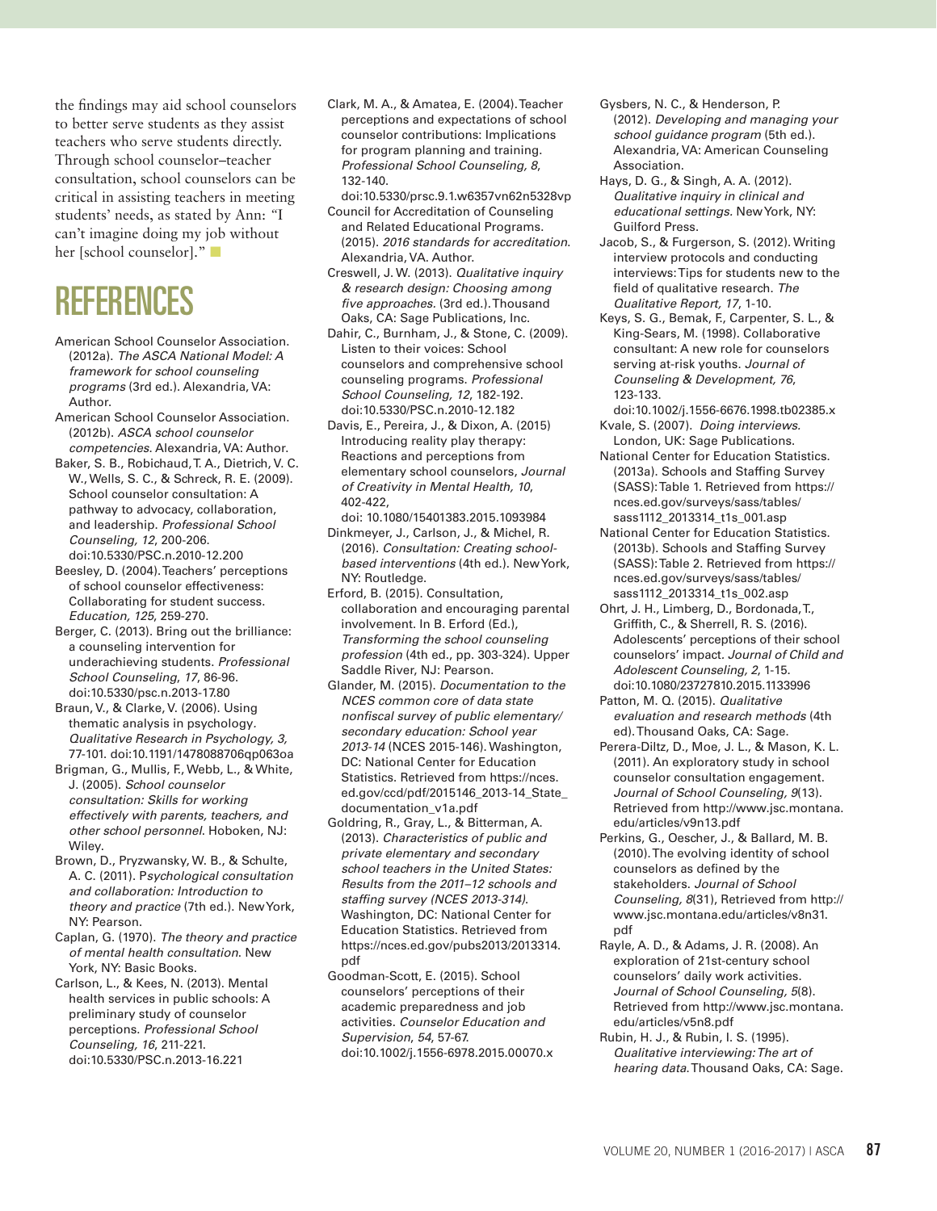the findings may aid school counselors to better serve students as they assist teachers who serve students directly. Through school counselor–teacher consultation, school counselors can be critical in assisting teachers in meeting students' needs, as stated by Ann: "I can't imagine doing my job without her [school counselor]."

# REFERENCES

American School Counselor Association. (2012a). *The ASCA National Model: A framework for school counseling programs* (3rd ed.). Alexandria, VA: Author.

American School Counselor Association. (2012b). *ASCA school counselor competencies*. Alexandria, VA: Author.

Baker, S. B., Robichaud, T. A., Dietrich, V. C. W., Wells, S. C., & Schreck, R. E. (2009). School counselor consultation: A pathway to advocacy, collaboration, and leadership. *Professional School Counseling, 12*, 200-206. doi:10.5330/PSC.n.2010-12.200

Beesley, D. (2004). Teachers' perceptions of school counselor effectiveness: Collaborating for student success. *Education, 125*, 259-270.

Berger, C. (2013). Bring out the brilliance: a counseling intervention for underachieving students. *Professional School Counseling, 17*, 86-96. doi:10.5330/psc.n.2013-17.80

Braun, V., & Clarke, V. (2006). Using thematic analysis in psychology. *Qualitative Research in Psychology, 3*, 77-101. doi:10.1191/1478088706qp063oa

Brigman, G., Mullis, F., Webb, L., & White, J. (2005). *School counselor consultation: Skills for working effectively with parents, teachers, and other school personnel*. Hoboken, NJ: Wiley.

Brown, D., Pryzwansky, W. B., & Schulte, A. C. (2011). P*sychological consultation and collaboration: Introduction to theory and practice* (7th ed.). New York, NY: Pearson.

Caplan, G. (1970). *The theory and practice of mental health consultation*. New York, NY: Basic Books.

Carlson, L., & Kees, N. (2013). Mental health services in public schools: A preliminary study of counselor perceptions. *Professional School Counseling, 16*, 211-221. doi:10.5330/PSC.n.2013-16.221

Clark, M. A., & Amatea, E. (2004). Teacher perceptions and expectations of school counselor contributions: Implications for program planning and training. *Professional School Counseling, 8*, 132-140. doi:10.5330/prsc.9.1.w6357vn62n5328vp

Council for Accreditation of Counseling and Related Educational Programs. (2015). *2016 standards for accreditation*. Alexandria, VA. Author.

Creswell, J. W. (2013). *Qualitative inquiry & research design: Choosing among five approaches*. (3rd ed.). Thousand Oaks, CA: Sage Publications, Inc.

Dahir, C., Burnham, J., & Stone, C. (2009). Listen to their voices: School counselors and comprehensive school counseling programs. *Professional School Counseling, 12*, 182-192. doi:10.5330/PSC.n.2010-12.182

Davis, E., Pereira, J., & Dixon, A. (2015) Introducing reality play therapy: Reactions and perceptions from elementary school counselors, *Journal of Creativity in Mental Health, 10*, 402-422, doi: 10.1080/15401383.2015.1093984

Dinkmeyer, J., Carlson, J., & Michel, R. (2016). *Consultation: Creating school-based interventions* (4th ed.). New York, NY: Routledge.

Erford, B. (2015). Consultation, collaboration and encouraging parental involvement. In B. Erford (Ed.), *Transforming the school counseling profession* (4th ed., pp. 303-324). Upper Saddle River, NJ: Pearson.

Glander, M. (2015). *Documentation to the NCES common core of data state nonfiscal survey of public elementary/secondary education: School year 2013-14* (NCES 2015-146). Washington, DC: National Center for Education Statistics. Retrieved from https://nces.ed.gov/ccd/pdf/2015146_2013-14_State_documentation_v1a.pdf

Goldring, R., Gray, L., & Bitterman, A. (2013). *Characteristics of public and private elementary and secondary school teachers in the United States: Results from the 2011–12 schools and staffing survey (NCES 2013-314)*. Washington, DC: National Center for Education Statistics. Retrieved from https://nces.ed.gov/pubs2013/2013314.pdf

Goodman-Scott, E. (2015). School counselors' perceptions of their academic preparedness and job activities. *Counselor Education and Supervision, 54*, 57-67. doi:10.1002/j.1556-6978.2015.00070.x

Gysbers, N. C., & Henderson, P. (2012). *Developing and managing your school guidance program* (5th ed.). Alexandria, VA: American Counseling Association.

Hays, D. G., & Singh, A. A. (2012). *Qualitative inquiry in clinical and educational settings*. New York, NY: Guilford Press.

Jacob, S., & Furgerson, S. (2012). Writing interview protocols and conducting interviews: Tips for students new to the field of qualitative research. *The Qualitative Report, 17*, 1-10.

Keys, S. G., Bemak, F., Carpenter, S. L., & King-Sears, M. (1998). Collaborative consultant: A new role for counselors serving at-risk youths. *Journal of Counseling & Development, 76*, 123-133. doi:10.1002/j.1556-6676.1998.tb02385.x

Kvale, S. (2007). *Doing interviews*. London, UK: Sage Publications.

National Center for Education Statistics. (2013a). Schools and Staffing Survey (SASS): Table 1. Retrieved from https://nces.ed.gov/surveys/sass/tables/sass1112_2013314_t1s_001.asp

National Center for Education Statistics. (2013b). Schools and Staffing Survey (SASS): Table 2. Retrieved from https://nces.ed.gov/surveys/sass/tables/sass1112_2013314_t1s_002.asp

Ohrt, J. H., Limberg, D., Bordonada, T., Griffith, C., & Sherrell, R. S. (2016). Adolescents' perceptions of their school counselors' impact. *Journal of Child and Adolescent Counseling, 2*, 1-15. doi:10.1080/23727810.2015.1133996

Patton, M. Q. (2015). *Qualitative evaluation and research methods* (4th ed). Thousand Oaks, CA: Sage.

Perera-Diltz, D., Moe, J. L., & Mason, K. L. (2011). An exploratory study in school counselor consultation engagement. *Journal of School Counseling, 9*(13). Retrieved from http://www.jsc.montana.edu/articles/v9n13.pdf

Perkins, G., Oescher, J., & Ballard, M. B. (2010). The evolving identity of school counselors as defined by the stakeholders. *Journal of School Counseling, 8*(31), Retrieved from http://www.jsc.montana.edu/articles/v8n31.pdf

Rayle, A. D., & Adams, J. R. (2008). An exploration of 21st-century school counselors' daily work activities. *Journal of School Counseling, 5*(8). Retrieved from http://www.jsc.montana.edu/articles/v5n8.pdf

Rubin, H. J., & Rubin, I. S. (1995). *Qualitative interviewing: The art of hearing data*. Thousand Oaks, CA: Sage.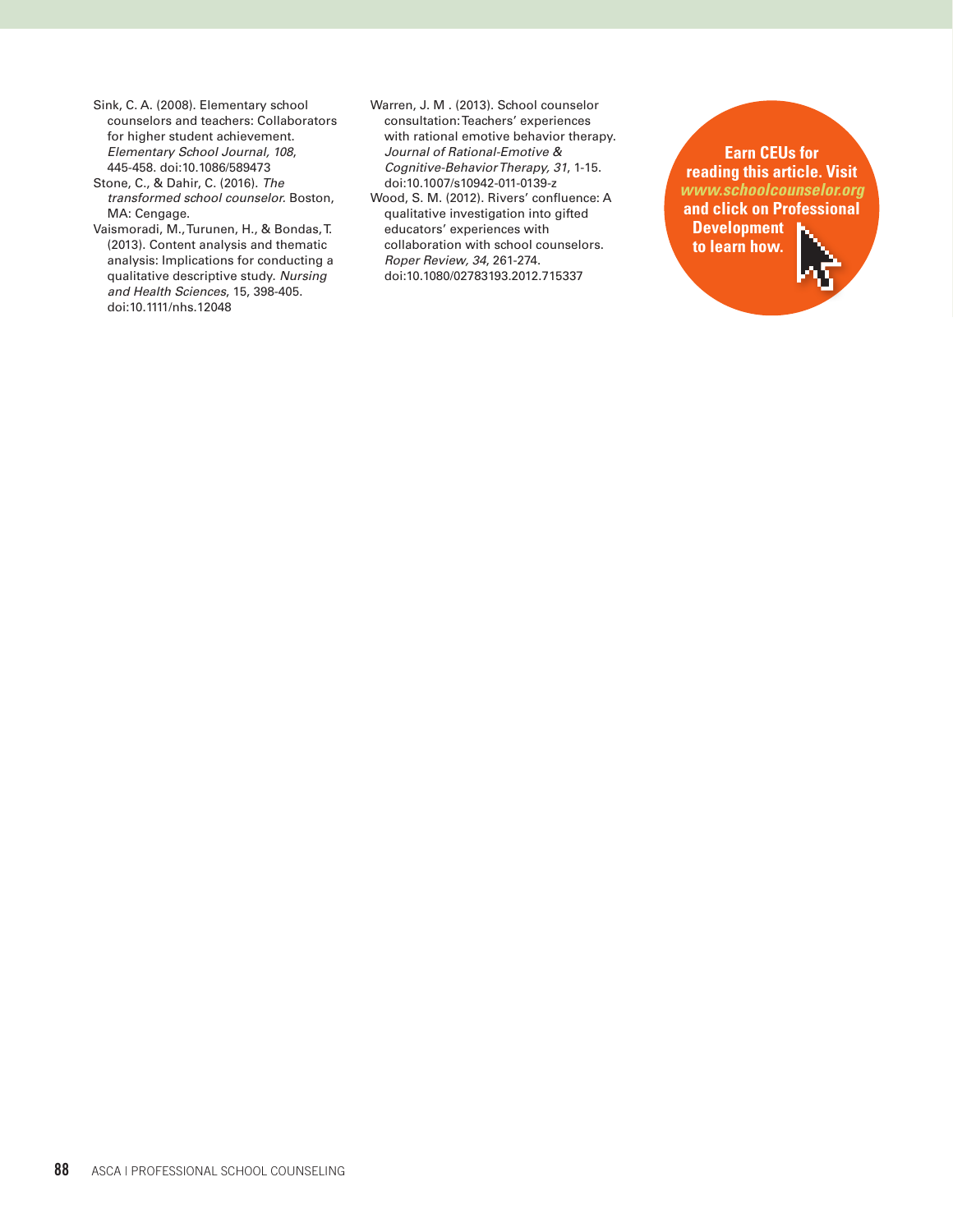Sink, C. A. (2008). Elementary school counselors and teachers: Collaborators for higher student achievement. *Elementary School Journal, 108*, 445-458. doi:10.1086/589473

Stone, C., & Dahir, C. (2016). *The transformed school counselor*. Boston, MA: Cengage.

Vaismoradi, M., Turunen, H., & Bondas, T. (2013). Content analysis and thematic analysis: Implications for conducting a qualitative descriptive study. *Nursing and Health Sciences*, 15, 398-405. doi:10.1111/nhs.12048

Warren, J. M . (2013). School counselor consultation: Teachers' experiences with rational emotive behavior therapy. *Journal of Rational-Emotive & Cognitive-Behavior Therapy, 31*, 1-15. doi:10.1007/s10942-011-0139-z

Wood, S. M. (2012). Rivers' confluence: A qualitative investigation into gifted educators' experiences with collaboration with school counselors. *Roper Review, 34*, 261-274. doi:10.1080/02783193.2012.715337

**Earn CEUs for reading this article. Visit *www.schoolcounselor.org* and click on Professional Development to learn how.**